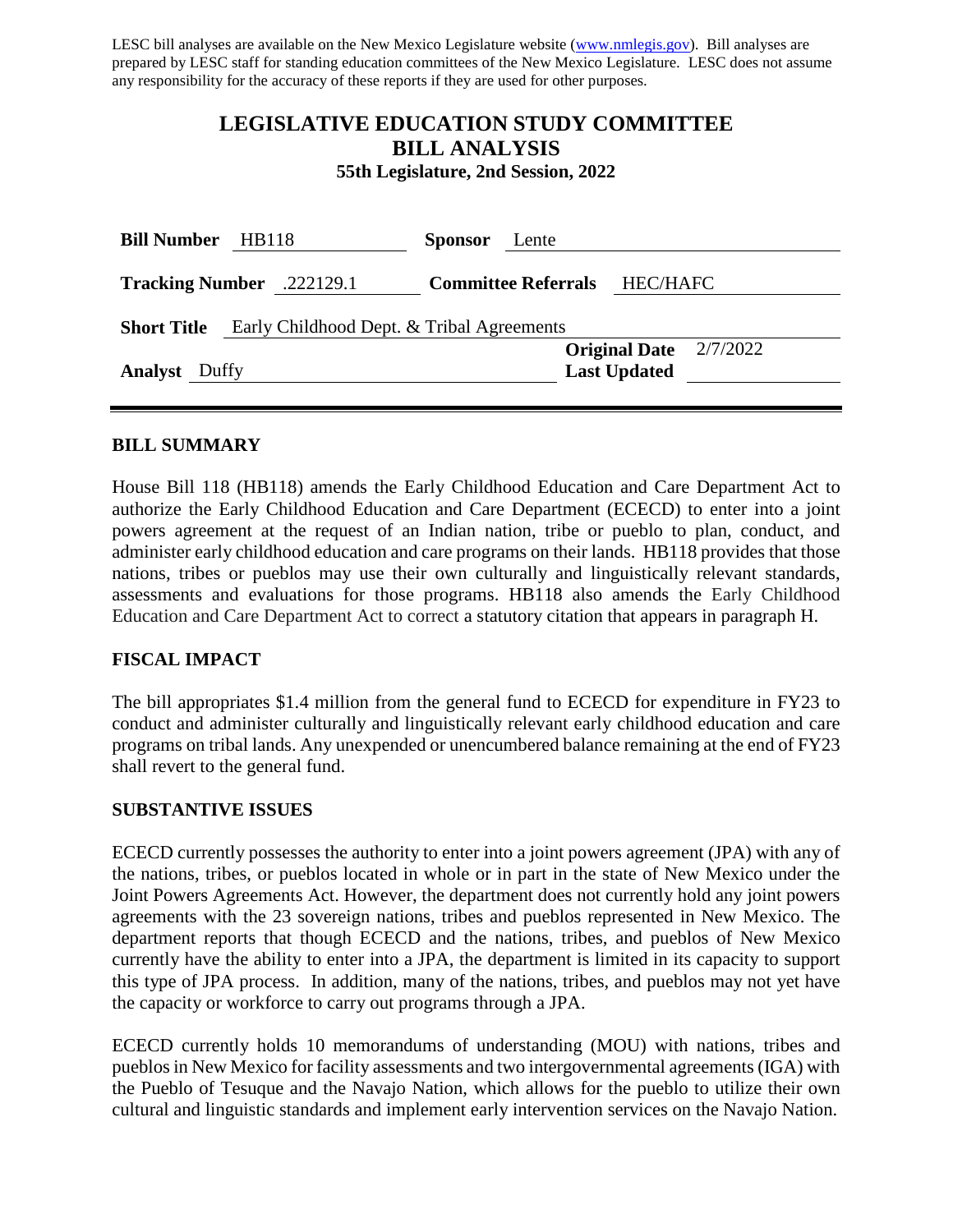LESC bill analyses are available on the New Mexico Legislature website (www.nmlegis.gov). Bill analyses are prepared by LESC staff for standing education committees of the New Mexico Legislature. LESC does not assume any responsibility for the accuracy of these reports if they are used for other purposes.

# LEGISLATIVE EDUCATION STUDY COMMITTEE
# BILL ANALYSIS
### 55th Legislature, 2nd Session, 2022

**Bill Number** HB118 **Sponsor** Lente

**Tracking Number** .222129.1 **Committee Referrals** HEC/HAFC

**Short Title** Early Childhood Dept. & Tribal Agreements

**Original Date** 2/7/2022

**Analyst** Duffy **Last Updated**

---

## BILL SUMMARY

House Bill 118 (HB118) amends the Early Childhood Education and Care Department Act to authorize the Early Childhood Education and Care Department (ECECD) to enter into a joint powers agreement at the request of an Indian nation, tribe or pueblo to plan, conduct, and administer early childhood education and care programs on their lands. HB118 provides that those nations, tribes or pueblos may use their own culturally and linguistically relevant standards, assessments and evaluations for those programs. HB118 also amends the Early Childhood Education and Care Department Act to correct a statutory citation that appears in paragraph H.

## FISCAL IMPACT

The bill appropriates $1.4 million from the general fund to ECECD for expenditure in FY23 to conduct and administer culturally and linguistically relevant early childhood education and care programs on tribal lands. Any unexpended or unencumbered balance remaining at the end of FY23 shall revert to the general fund.

## SUBSTANTIVE ISSUES

ECECD currently possesses the authority to enter into a joint powers agreement (JPA) with any of the nations, tribes, or pueblos located in whole or in part in the state of New Mexico under the Joint Powers Agreements Act. However, the department does not currently hold any joint powers agreements with the 23 sovereign nations, tribes and pueblos represented in New Mexico. The department reports that though ECECD and the nations, tribes, and pueblos of New Mexico currently have the ability to enter into a JPA, the department is limited in its capacity to support this type of JPA process. In addition, many of the nations, tribes, and pueblos may not yet have the capacity or workforce to carry out programs through a JPA.

ECECD currently holds 10 memorandums of understanding (MOU) with nations, tribes and pueblos in New Mexico for facility assessments and two intergovernmental agreements (IGA) with the Pueblo of Tesuque and the Navajo Nation, which allows for the pueblo to utilize their own cultural and linguistic standards and implement early intervention services on the Navajo Nation.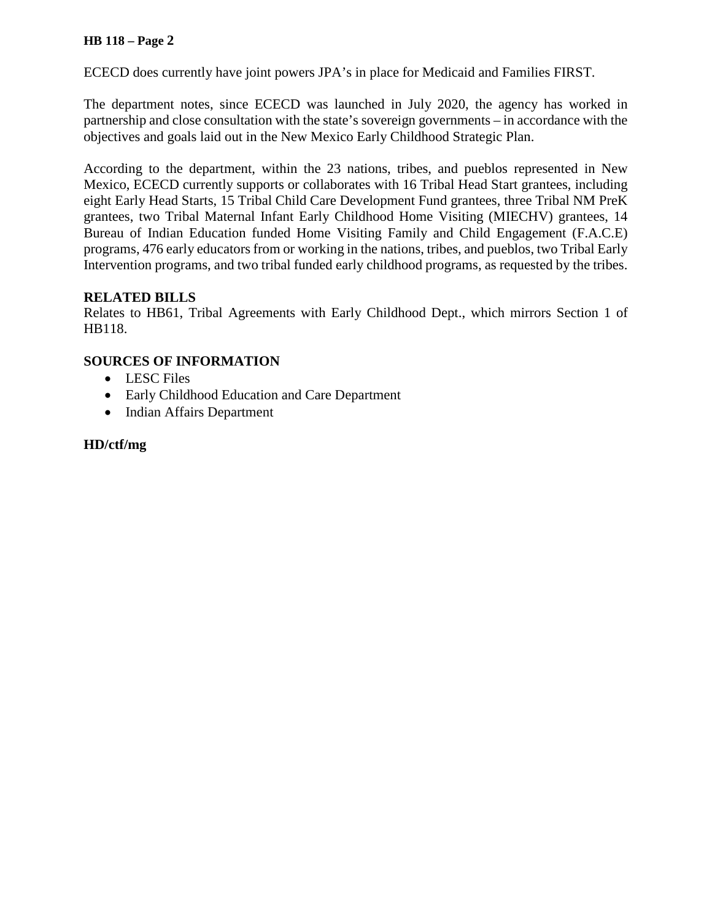ECECD does currently have joint powers JPA's in place for Medicaid and Families FIRST.

The department notes, since ECECD was launched in July 2020, the agency has worked in partnership and close consultation with the state's sovereign governments – in accordance with the objectives and goals laid out in the New Mexico Early Childhood Strategic Plan.

According to the department, within the 23 nations, tribes, and pueblos represented in New Mexico, ECECD currently supports or collaborates with 16 Tribal Head Start grantees, including eight Early Head Starts, 15 Tribal Child Care Development Fund grantees, three Tribal NM PreK grantees, two Tribal Maternal Infant Early Childhood Home Visiting (MIECHV) grantees, 14 Bureau of Indian Education funded Home Visiting Family and Child Engagement (F.A.C.E) programs, 476 early educators from or working in the nations, tribes, and pueblos, two Tribal Early Intervention programs, and two tribal funded early childhood programs, as requested by the tribes.

**RELATED BILLS**

Relates to HB61, Tribal Agreements with Early Childhood Dept., which mirrors Section 1 of HB118.

**SOURCES OF INFORMATION**

- LESC Files
- Early Childhood Education and Care Department
- Indian Affairs Department

**HD/ctf/mg**